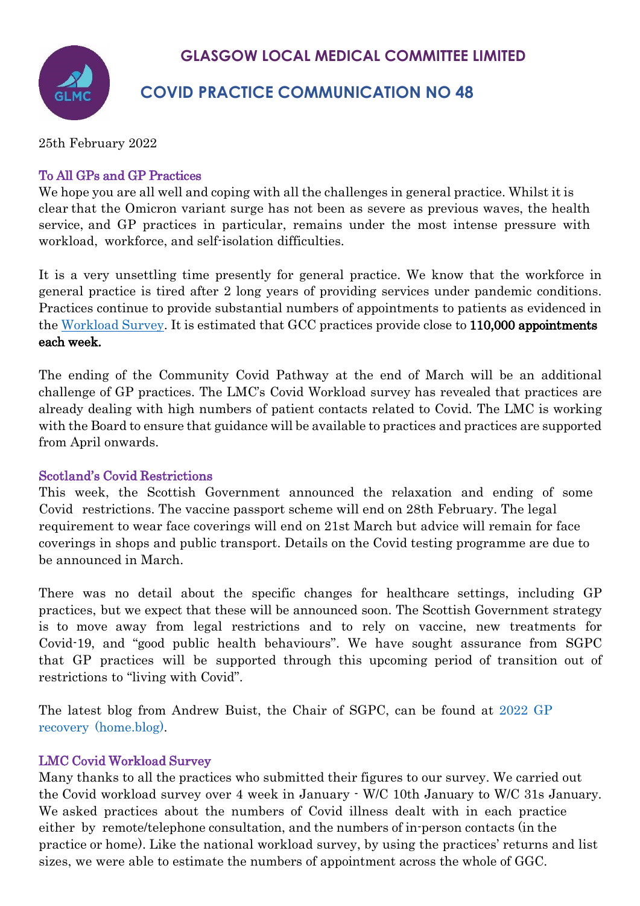# GLASGOW LOCAL MEDICAL COMMITTEE LIMITED

## COVID PRACTICE COMMUNICATION NO 48

25th February 2022

### To All GPs and GP Practices

We hope you are all well and coping with all the challenges in general practice. Whilst it is clear that the Omicron variant surge has not been as severe as previous waves, the health service, and GP practices in particular, remains under the most intense pressure with workload, workforce, and self-isolation difficulties.

It is a very unsettling time presently for general practice. We know that the workforce in general practice is tired after 2 long years of providing services under pandemic conditions. Practices continue to provide substantial numbers of appointments to patients as evidenced in the Workload Survey. It is estimated that GCC practices provide close to **110,000 appointments each week.**

The ending of the Community Covid Pathway at the end of March will be an additional challenge of GP practices. The LMC's Covid Workload survey has revealed that practices are already dealing with high numbers of patient contacts related to Covid. The LMC is working with the Board to ensure that guidance will be available to practices and practices are supported from April onwards.

### Scotland's Covid Restrictions

This week, the Scottish Government announced the relaxation and ending of some Covid restrictions. The vaccine passport scheme will end on 28th February. The legal requirement to wear face coverings will end on 21st March but advice will remain for face coverings in shops and public transport. Details on the Covid testing programme are due to be announced in March.

There was no detail about the specific changes for healthcare settings, including GP practices, but we expect that these will be announced soon. The Scottish Government strategy is to move away from legal restrictions and to rely on vaccine, new treatments for Covid-19, and "good public health behaviours". We have sought assurance from SGPC that GP practices will be supported through this upcoming period of transition out of restrictions to "living with Covid".

The latest blog from Andrew Buist, the Chair of SGPC, can be found at 2022 GP recovery (home.blog).

### LMC Covid Workload Survey

Many thanks to all the practices who submitted their figures to our survey. We carried out the Covid workload survey over 4 week in January - W/C 10th January to W/C 31s January. We asked practices about the numbers of Covid illness dealt with in each practice either by remote/telephone consultation, and the numbers of in-person contacts (in the practice or home). Like the national workload survey, by using the practices' returns and list sizes, we were able to estimate the numbers of appointment across the whole of GGC.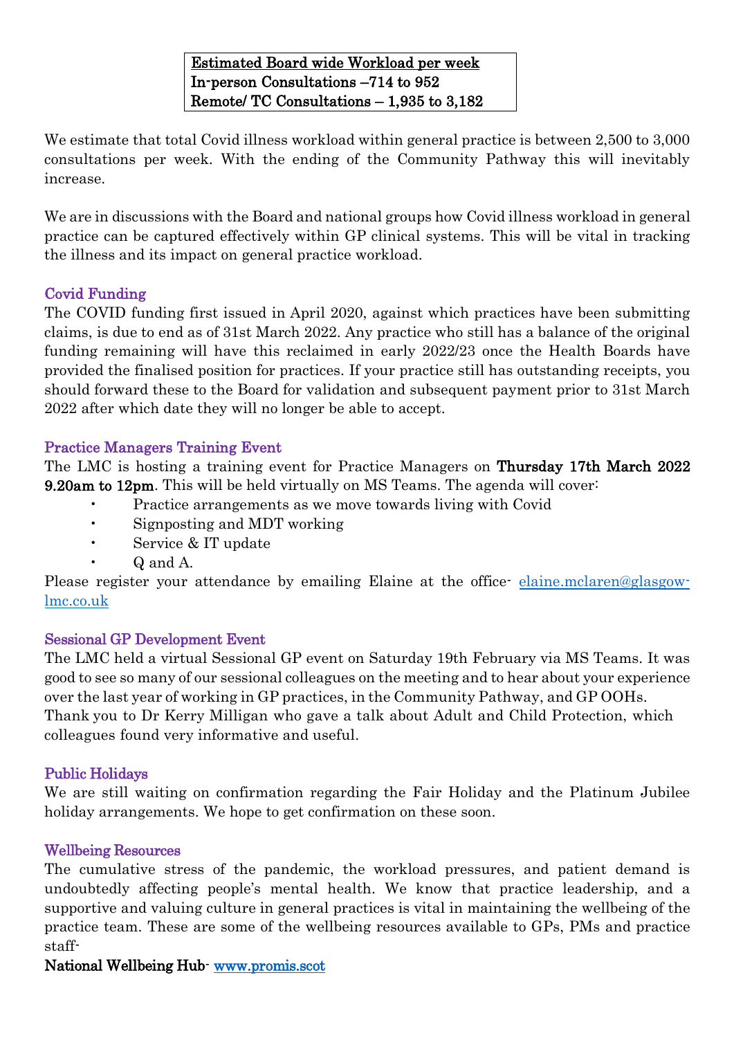**Estimated Board wide Workload per week**
**In-person Consultations –714 to 952**
**Remote/ TC Consultations – 1,935 to 3,182**

We estimate that total Covid illness workload within general practice is between 2,500 to 3,000 consultations per week. With the ending of the Community Pathway this will inevitably increase.

We are in discussions with the Board and national groups how Covid illness workload in general practice can be captured effectively within GP clinical systems. This will be vital in tracking the illness and its impact on general practice workload.

### Covid Funding

The COVID funding first issued in April 2020, against which practices have been submitting claims, is due to end as of 31st March 2022. Any practice who still has a balance of the original funding remaining will have this reclaimed in early 2022/23 once the Health Boards have provided the finalised position for practices. If your practice still has outstanding receipts, you should forward these to the Board for validation and subsequent payment prior to 31st March 2022 after which date they will no longer be able to accept.

### Practice Managers Training Event

The LMC is hosting a training event for Practice Managers on **Thursday 17th March 2022 9.20am to 12pm**. This will be held virtually on MS Teams. The agenda will cover:

- Practice arrangements as we move towards living with Covid
- Signposting and MDT working
- Service & IT update
- Q and A.

Please register your attendance by emailing Elaine at the office- elaine.mclaren@glasgow-lmc.co.uk

### Sessional GP Development Event

The LMC held a virtual Sessional GP event on Saturday 19th February via MS Teams. It was good to see so many of our sessional colleagues on the meeting and to hear about your experience over the last year of working in GP practices, in the Community Pathway, and GP OOHs. Thank you to Dr Kerry Milligan who gave a talk about Adult and Child Protection, which colleagues found very informative and useful.

### Public Holidays

We are still waiting on confirmation regarding the Fair Holiday and the Platinum Jubilee holiday arrangements. We hope to get confirmation on these soon.

### Wellbeing Resources

The cumulative stress of the pandemic, the workload pressures, and patient demand is undoubtedly affecting people's mental health. We know that practice leadership, and a supportive and valuing culture in general practices is vital in maintaining the wellbeing of the practice team. These are some of the wellbeing resources available to GPs, PMs and practice staff-

**National Wellbeing Hub**- www.promis.scot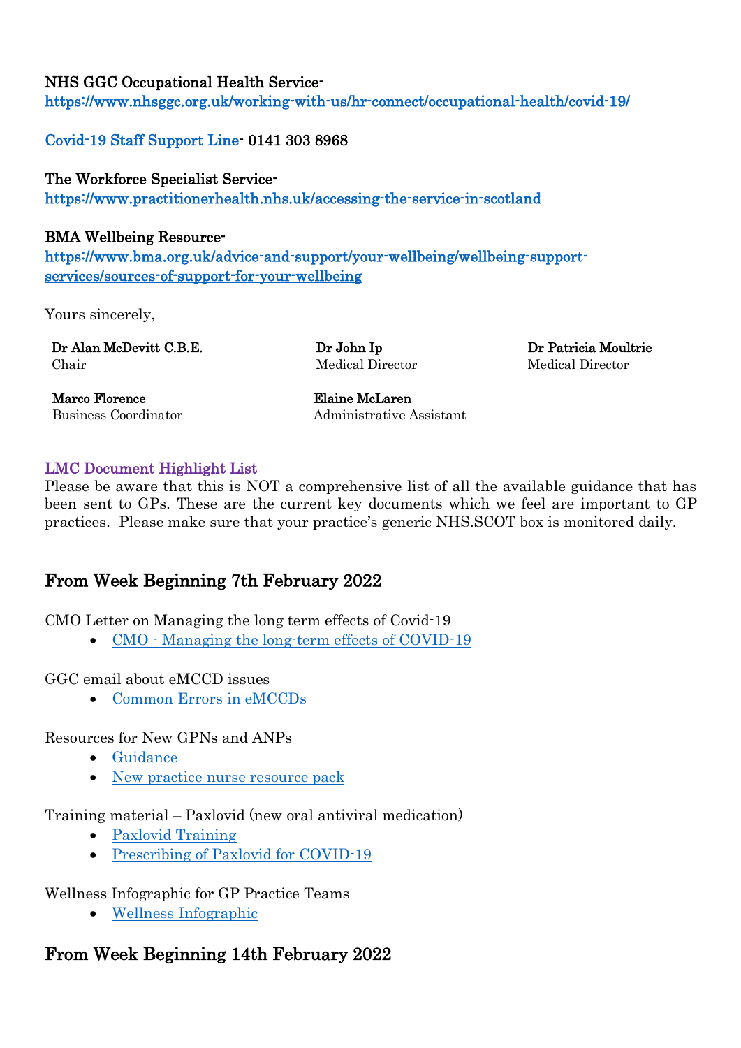**NHS GGC Occupational Health Service-**
https://www.nhsggc.org.uk/working-with-us/hr-connect/occupational-health/covid-19/

**Covid-19 Staff Support Line- 0141 303 8968**

**The Workforce Specialist Service-**
https://www.practitionerhealth.nhs.uk/accessing-the-service-in-scotland

**BMA Wellbeing Resource-**
https://www.bma.org.uk/advice-and-support/your-wellbeing/wellbeing-support-services/sources-of-support-for-your-wellbeing

Yours sincerely,

**Dr Alan McDevitt C.B.E.**
Chair

**Dr John Ip**
Medical Director

**Dr Patricia Moultrie**
Medical Director

**Marco Florence**
Business Coordinator

**Elaine McLaren**
Administrative Assistant

### LMC Document Highlight List

Please be aware that this is NOT a comprehensive list of all the available guidance that has been sent to GPs. These are the current key documents which we feel are important to GP practices. Please make sure that your practice's generic NHS.SCOT box is monitored daily.

## From Week Beginning 7th February 2022

CMO Letter on Managing the long term effects of Covid-19

- CMO - Managing the long-term effects of COVID-19

GGC email about eMCCD issues

- Common Errors in eMCCDs

Resources for New GPNs and ANPs

- Guidance
- New practice nurse resource pack

Training material – Paxlovid (new oral antiviral medication)

- Paxlovid Training
- Prescribing of Paxlovid for COVID-19

Wellness Infographic for GP Practice Teams

- Wellness Infographic

## From Week Beginning 14th February 2022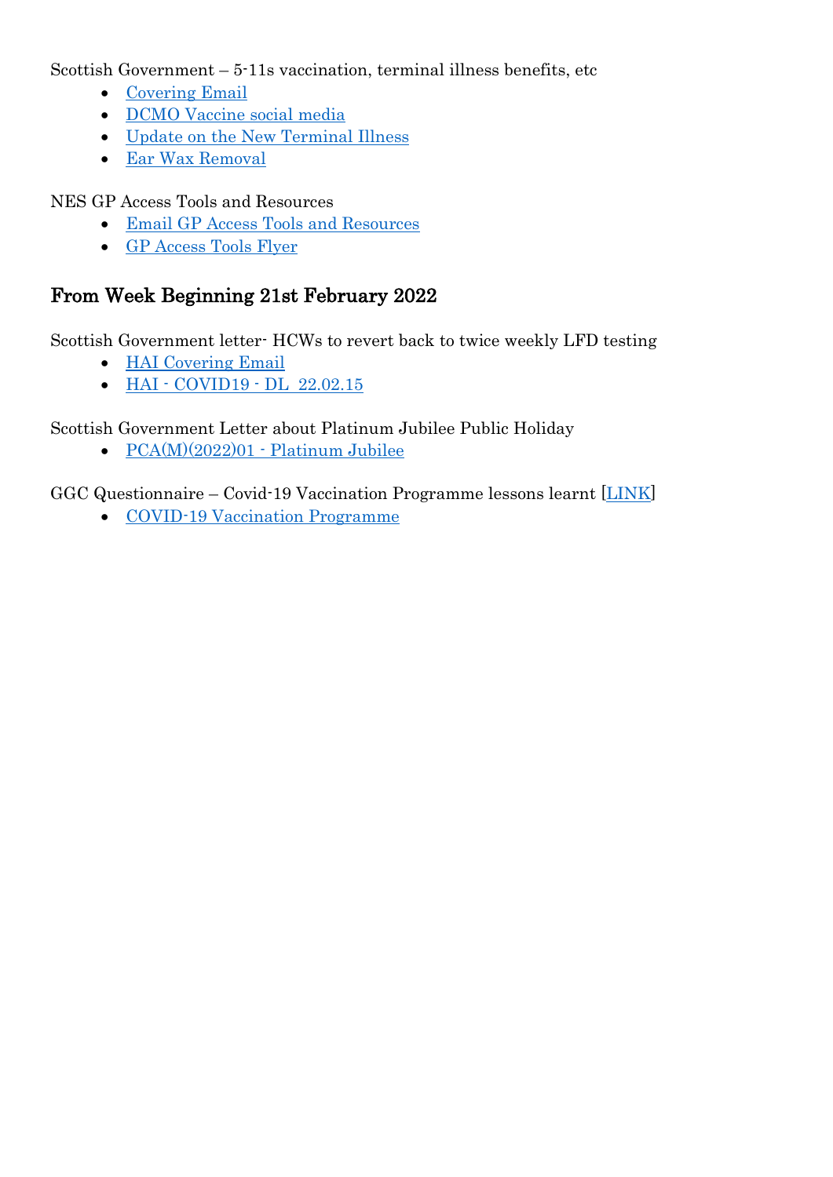Scottish Government – 5-11s vaccination, terminal illness benefits, etc

- Covering Email
- DCMO Vaccine social media
- Update on the New Terminal Illness
- Ear Wax Removal

NES GP Access Tools and Resources

- Email GP Access Tools and Resources
- GP Access Tools Flyer

## From Week Beginning 21st February 2022

Scottish Government letter- HCWs to revert back to twice weekly LFD testing

- HAI Covering Email
- HAI - COVID19 - DL 22.02.15

Scottish Government Letter about Platinum Jubilee Public Holiday

- PCA(M)(2022)01 - Platinum Jubilee

GGC Questionnaire – Covid-19 Vaccination Programme lessons learnt [LINK]

- COVID-19 Vaccination Programme